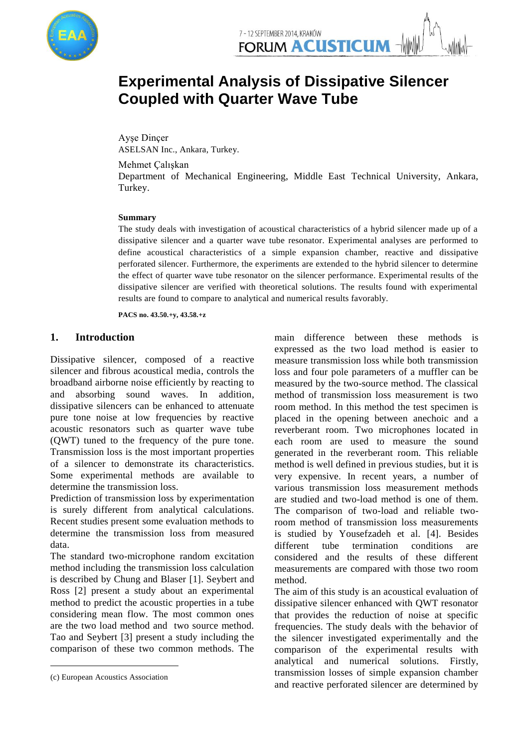# Experimental Analysis of Dissipative Silencer Coupled with Quarter Wave Tube

Ayşe Dinçer
ASELSAN Inc., Ankara, Turkey.

Mehmet Çalışkan
Department of Mechanical Engineering, Middle East Technical University, Ankara, Turkey.

**Summary**

The study deals with investigation of acoustical characteristics of a hybrid silencer made up of a dissipative silencer and a quarter wave tube resonator. Experimental analyses are performed to define acoustical characteristics of a simple expansion chamber, reactive and dissipative perforated silencer. Furthermore, the experiments are extended to the hybrid silencer to determine the effect of quarter wave tube resonator on the silencer performance. Experimental results of the dissipative silencer are verified with theoretical solutions. The results found with experimental results are found to compare to analytical and numerical results favorably.

**PACS no. 43.50.+y, 43.58.+z**

## 1. Introduction

Dissipative silencer, composed of a reactive silencer and fibrous acoustical media, controls the broadband airborne noise efficiently by reacting to and absorbing sound waves. In addition, dissipative silencers can be enhanced to attenuate pure tone noise at low frequencies by reactive acoustic resonators such as quarter wave tube (QWT) tuned to the frequency of the pure tone. Transmission loss is the most important properties of a silencer to demonstrate its characteristics. Some experimental methods are available to determine the transmission loss.

Prediction of transmission loss by experimentation is surely different from analytical calculations. Recent studies present some evaluation methods to determine the transmission loss from measured data.

The standard two-microphone random excitation method including the transmission loss calculation is described by Chung and Blaser [1]. Seybert and Ross [2] present a study about an experimental method to predict the acoustic properties in a tube considering mean flow. The most common ones are the two load method and two source method. Tao and Seybert [3] present a study including the comparison of these two common methods. The main difference between these methods is expressed as the two load method is easier to measure transmission loss while both transmission loss and four pole parameters of a muffler can be measured by the two-source method. The classical method of transmission loss measurement is two room method. In this method the test specimen is placed in the opening between anechoic and a reverberant room. Two microphones located in each room are used to measure the sound generated in the reverberant room. This reliable method is well defined in previous studies, but it is very expensive. In recent years, a number of various transmission loss measurement methods are studied and two-load method is one of them. The comparison of two-load and reliable two-room method of transmission loss measurements is studied by Yousefzadeh et al. [4]. Besides different tube termination conditions are considered and the results of these different measurements are compared with those two room method.

The aim of this study is an acoustical evaluation of dissipative silencer enhanced with QWT resonator that provides the reduction of noise at specific frequencies. The study deals with the behavior of the silencer investigated experimentally and the comparison of the experimental results with analytical and numerical solutions. Firstly, transmission losses of simple expansion chamber and reactive perforated silencer are determined by

(c) European Acoustics Association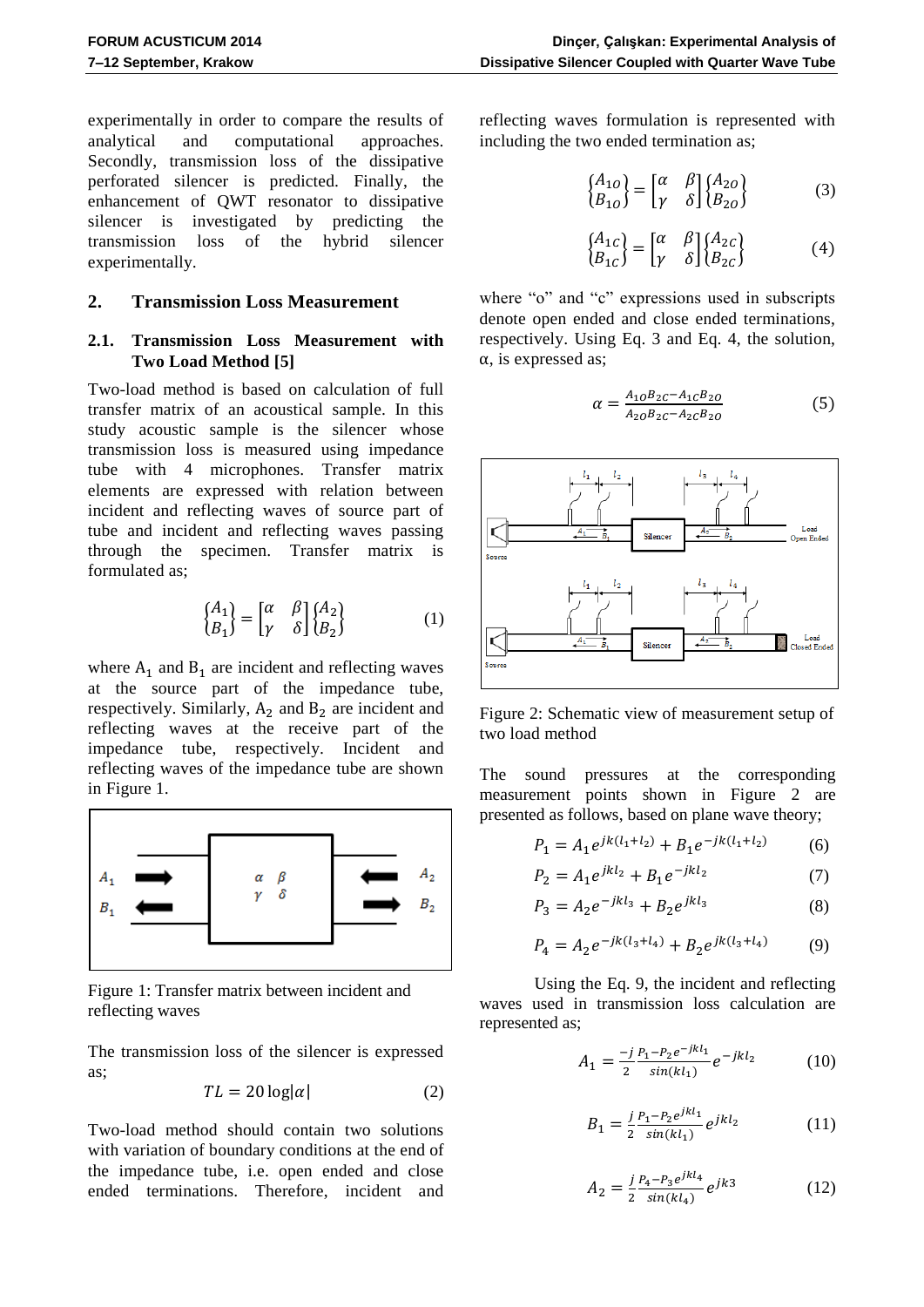experimentally in order to compare the results of analytical and computational approaches. Secondly, transmission loss of the dissipative perforated silencer is predicted. Finally, the enhancement of QWT resonator to dissipative silencer is investigated by predicting the transmission loss of the hybrid silencer experimentally.

## 2. Transmission Loss Measurement

### 2.1. Transmission Loss Measurement with Two Load Method [5]

Two-load method is based on calculation of full transfer matrix of an acoustical sample. In this study acoustic sample is the silencer whose transmission loss is measured using impedance tube with 4 microphones. Transfer matrix elements are expressed with relation between incident and reflecting waves of source part of tube and incident and reflecting waves passing through the specimen. Transfer matrix is formulated as;

$$\begin{Bmatrix} A_1 \\ B_1 \end{Bmatrix} = \begin{bmatrix} \alpha & \beta \\ \gamma & \delta \end{bmatrix} \begin{Bmatrix} A_2 \\ B_2 \end{Bmatrix} \tag{1}$$

where $A_1$ and $B_1$ are incident and reflecting waves at the source part of the impedance tube, respectively. Similarly, $A_2$ and $B_2$ are incident and reflecting waves at the receive part of the impedance tube, respectively. Incident and reflecting waves of the impedance tube are shown in Figure 1.

Figure 1: Transfer matrix between incident and reflecting waves

The transmission loss of the silencer is expressed as;

$$TL = 20\log|\alpha| \tag{2}$$

Two-load method should contain two solutions with variation of boundary conditions at the end of the impedance tube, i.e. open ended and close ended terminations. Therefore, incident and reflecting waves formulation is represented with including the two ended termination as;

$$\begin{Bmatrix} A_{1O} \\ B_{1O} \end{Bmatrix} = \begin{bmatrix} \alpha & \beta \\ \gamma & \delta \end{bmatrix} \begin{Bmatrix} A_{2O} \\ B_{2O} \end{Bmatrix} \tag{3}$$

$$\begin{Bmatrix} A_{1C} \\ B_{1C} \end{Bmatrix} = \begin{bmatrix} \alpha & \beta \\ \gamma & \delta \end{bmatrix} \begin{Bmatrix} A_{2C} \\ B_{2C} \end{Bmatrix} \tag{4}$$

where "o" and "c" expressions used in subscripts denote open ended and close ended terminations, respectively. Using Eq. 3 and Eq. 4, the solution, α, is expressed as;

$$\alpha = \frac{A_{1O}B_{2C} - A_{1C}B_{2O}}{A_{2O}B_{2C} - A_{2C}B_{2O}} \tag{5}$$

Figure 2: Schematic view of measurement setup of two load method

The sound pressures at the corresponding measurement points shown in Figure 2 are presented as follows, based on plane wave theory;

$$P_1 = A_1 e^{jk(l_1+l_2)} + B_1 e^{-jk(l_1+l_2)} \tag{6}$$

$$P_2 = A_1 e^{jkl_2} + B_1 e^{-jkl_2} \tag{7}$$

$$P_3 = A_2 e^{-jkl_3} + B_2 e^{jkl_3} \tag{8}$$

$$P_4 = A_2 e^{-jk(l_3+l_4)} + B_2 e^{jk(l_3+l_4)} \tag{9}$$

Using the Eq. 9, the incident and reflecting waves used in transmission loss calculation are represented as;

$$A_1 = \frac{-j}{2}\frac{P_1 - P_2 e^{-jkl_1}}{sin(kl_1)} e^{-jkl_2} \tag{10}$$

$$B_1 = \frac{j}{2}\frac{P_1 - P_2 e^{jkl_1}}{sin(kl_1)} e^{jkl_2} \tag{11}$$

$$A_2 = \frac{j}{2}\frac{P_4 - P_3 e^{jkl_4}}{sin(kl_4)} e^{jk3} \tag{12}$$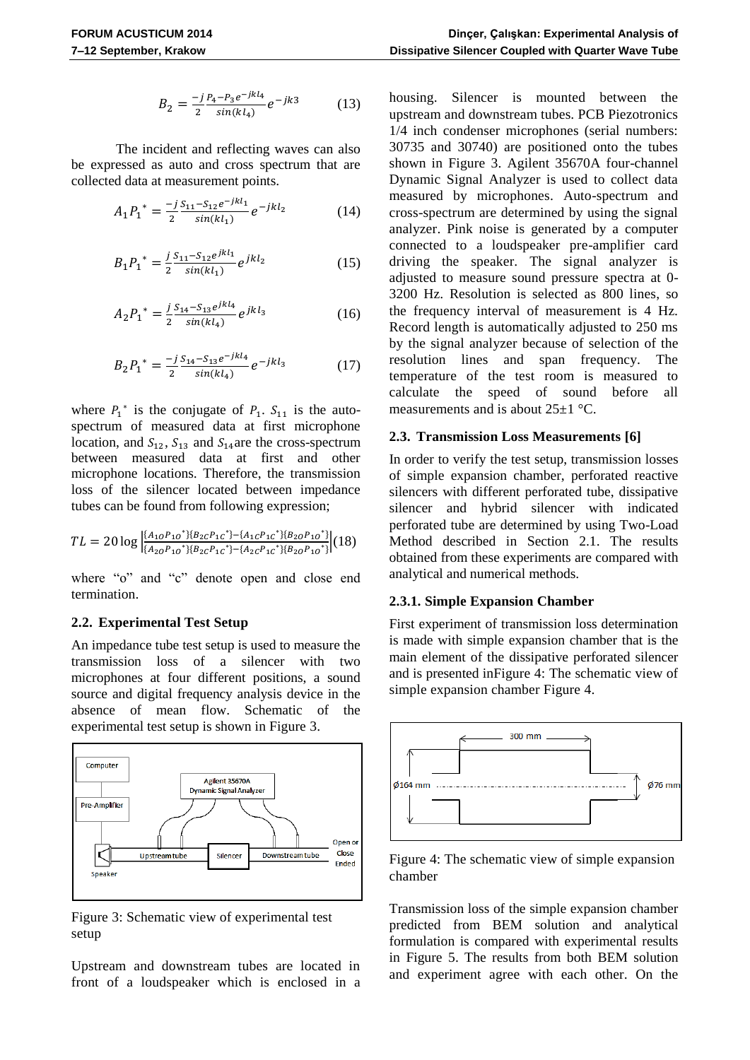$$B_2 = \frac{-j}{2}\frac{P_4 - P_3 e^{-jkl_4}}{\sin(kl_4)} e^{-jk3} \qquad (13)$$

The incident and reflecting waves can also be expressed as auto and cross spectrum that are collected data at measurement points.

$$A_1 P_1^* = \frac{-j}{2}\frac{S_{11} - S_{12} e^{-jkl_1}}{\sin(kl_1)} e^{-jkl_2} \qquad (14)$$

$$B_1 P_1^* = \frac{j}{2}\frac{S_{11} - S_{12} e^{jkl_1}}{\sin(kl_1)} e^{jkl_2} \qquad (15)$$

$$A_2 P_1^* = \frac{j}{2}\frac{S_{14} - S_{13} e^{jkl_4}}{\sin(kl_4)} e^{jkl_3} \qquad (16)$$

$$B_2 P_1^* = \frac{-j}{2}\frac{S_{14} - S_{13} e^{-jkl_4}}{\sin(kl_4)} e^{-jkl_3} \qquad (17)$$

where $P_1^*$ is the conjugate of $P_1$. $S_{11}$ is the auto-spectrum of measured data at first microphone location, and $S_{12}$, $S_{13}$ and $S_{14}$ are the cross-spectrum between measured data at first and other microphone locations. Therefore, the transmission loss of the silencer located between impedance tubes can be found from following expression;

$$TL = 20\log\left|\frac{\{A_{1O}P_{1O}^*\}\{B_{2C}P_{1C}^*\} - \{A_{1C}P_{1C}^*\}\{B_{2O}P_{1O}^*\}}{\{A_{2O}P_{1O}^*\}\{B_{2C}P_{1C}^*\} - \{A_{2C}P_{1C}^*\}\{B_{2O}P_{1O}^*\}}\right| \qquad (18)$$

where "o" and "c" denote open and close end termination.

## 2.2. Experimental Test Setup

An impedance tube test setup is used to measure the transmission loss of a silencer with two microphones at four different positions, a sound source and digital frequency analysis device in the absence of mean flow. Schematic of the experimental test setup is shown in Figure 3.

Figure 3: Schematic view of experimental test setup

Upstream and downstream tubes are located in front of a loudspeaker which is enclosed in a housing. Silencer is mounted between the upstream and downstream tubes. PCB Piezotronics 1/4 inch condenser microphones (serial numbers: 30735 and 30740) are positioned onto the tubes shown in Figure 3. Agilent 35670A four-channel Dynamic Signal Analyzer is used to collect data measured by microphones. Auto-spectrum and cross-spectrum are determined by using the signal analyzer. Pink noise is generated by a computer connected to a loudspeaker pre-amplifier card driving the speaker. The signal analyzer is adjusted to measure sound pressure spectra at 0-3200 Hz. Resolution is selected as 800 lines, so the frequency interval of measurement is 4 Hz. Record length is automatically adjusted to 250 ms by the signal analyzer because of selection of the resolution lines and span frequency. The temperature of the test room is measured to calculate the speed of sound before all measurements and is about 25±1 °C.

## 2.3. Transmission Loss Measurements [6]

In order to verify the test setup, transmission losses of simple expansion chamber, perforated reactive silencers with different perforated tube, dissipative silencer and hybrid silencer with indicated perforated tube are determined by using Two-Load Method described in Section 2.1. The results obtained from these experiments are compared with analytical and numerical methods.

### 2.3.1. Simple Expansion Chamber

First experiment of transmission loss determination is made with simple expansion chamber that is the main element of the dissipative perforated silencer and is presented inFigure 4: The schematic view of simple expansion chamber Figure 4.

Figure 4: The schematic view of simple expansion chamber

Transmission loss of the simple expansion chamber predicted from BEM solution and analytical formulation is compared with experimental results in Figure 5. The results from both BEM solution and experiment agree with each other. On the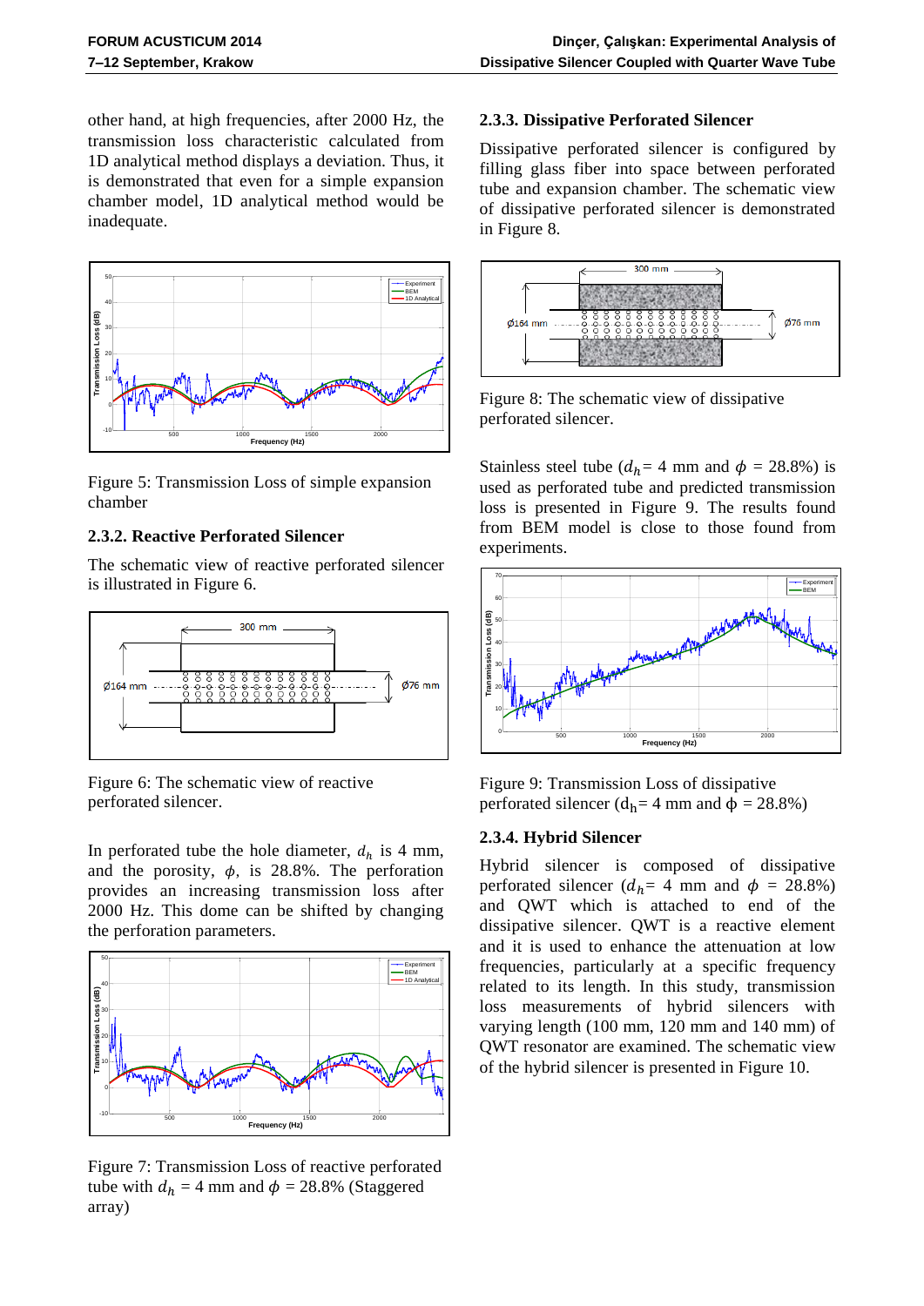other hand, at high frequencies, after 2000 Hz, the transmission loss characteristic calculated from 1D analytical method displays a deviation. Thus, it is demonstrated that even for a simple expansion chamber model, 1D analytical method would be inadequate.

Figure 5: Transmission Loss of simple expansion chamber

### 2.3.2. Reactive Perforated Silencer

The schematic view of reactive perforated silencer is illustrated in Figure 6.

Figure 6: The schematic view of reactive perforated silencer.

In perforated tube the hole diameter, $d_h$ is 4 mm, and the porosity, $\phi$, is 28.8%. The perforation provides an increasing transmission loss after 2000 Hz. This dome can be shifted by changing the perforation parameters.

Figure 7: Transmission Loss of reactive perforated tube with $d_h$ = 4 mm and $\phi$ = 28.8% (Staggered array)

### 2.3.3. Dissipative Perforated Silencer

Dissipative perforated silencer is configured by filling glass fiber into space between perforated tube and expansion chamber. The schematic view of dissipative perforated silencer is demonstrated in Figure 8.

Figure 8: The schematic view of dissipative perforated silencer.

Stainless steel tube ($d_h$= 4 mm and $\phi$ = 28.8%) is used as perforated tube and predicted transmission loss is presented in Figure 9. The results found from BEM model is close to those found from experiments.

Figure 9: Transmission Loss of dissipative perforated silencer ($d_h$= 4 mm and $\phi$ = 28.8%)

### 2.3.4. Hybrid Silencer

Hybrid silencer is composed of dissipative perforated silencer ($d_h$= 4 mm and $\phi$ = 28.8%) and QWT which is attached to end of the dissipative silencer. QWT is a reactive element and it is used to enhance the attenuation at low frequencies, particularly at a specific frequency related to its length. In this study, transmission loss measurements of hybrid silencers with varying length (100 mm, 120 mm and 140 mm) of QWT resonator are examined. The schematic view of the hybrid silencer is presented in Figure 10.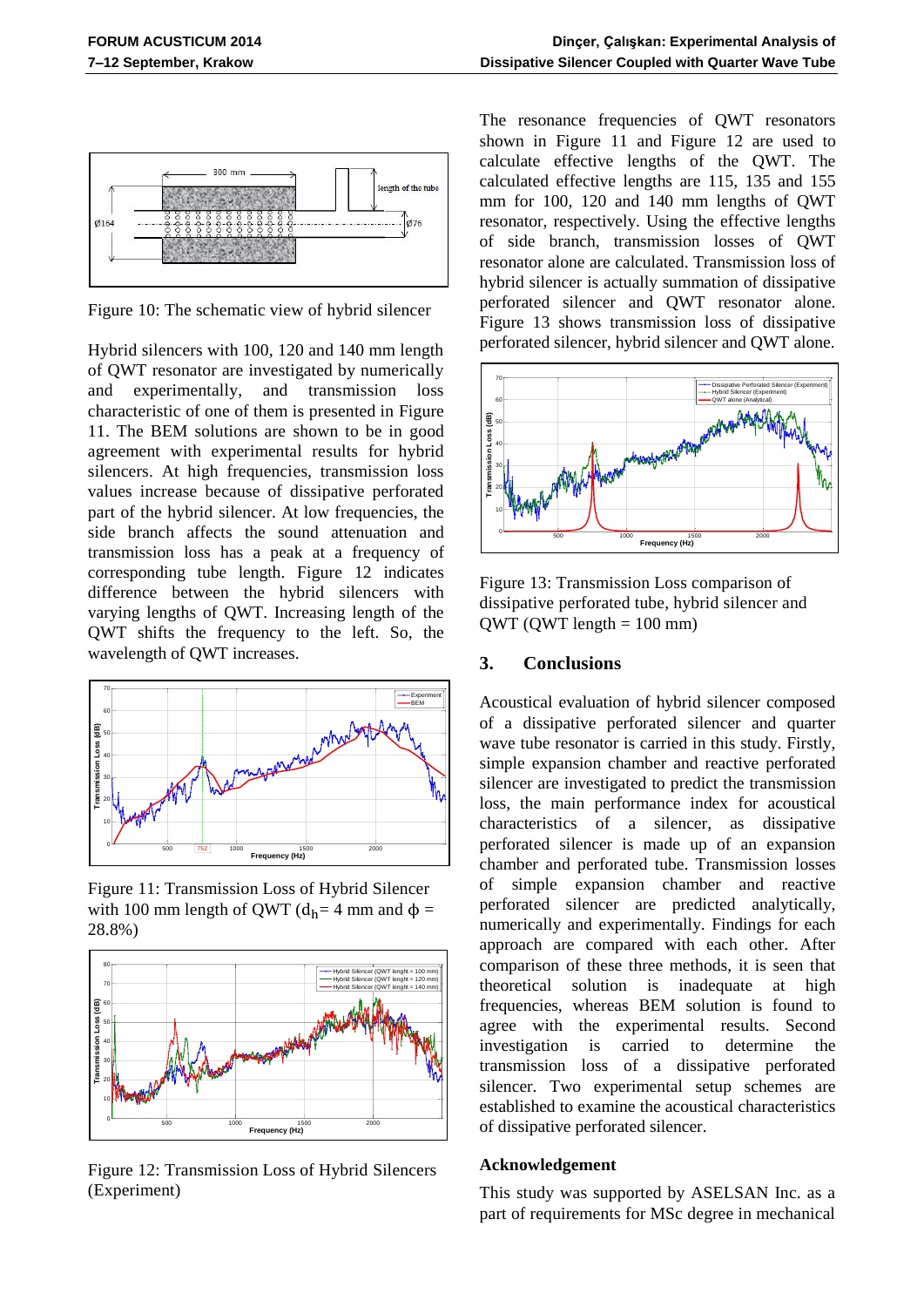Figure 10: The schematic view of hybrid silencer

Hybrid silencers with 100, 120 and 140 mm length of QWT resonator are investigated by numerically and experimentally, and transmission loss characteristic of one of them is presented in Figure 11. The BEM solutions are shown to be in good agreement with experimental results for hybrid silencers. At high frequencies, transmission loss values increase because of dissipative perforated part of the hybrid silencer. At low frequencies, the side branch affects the sound attenuation and transmission loss has a peak at a frequency of corresponding tube length. Figure 12 indicates difference between the hybrid silencers with varying lengths of QWT. Increasing length of the QWT shifts the frequency to the left. So, the wavelength of QWT increases.

Figure 11: Transmission Loss of Hybrid Silencer with 100 mm length of QWT ($d_h$= 4 mm and $\phi$ = 28.8%)

Figure 12: Transmission Loss of Hybrid Silencers (Experiment)

The resonance frequencies of QWT resonators shown in Figure 11 and Figure 12 are used to calculate effective lengths of the QWT. The calculated effective lengths are 115, 135 and 155 mm for 100, 120 and 140 mm lengths of QWT resonator, respectively. Using the effective lengths of side branch, transmission losses of QWT resonator alone are calculated. Transmission loss of hybrid silencer is actually summation of dissipative perforated silencer and QWT resonator alone. Figure 13 shows transmission loss of dissipative perforated silencer, hybrid silencer and QWT alone.

Figure 13: Transmission Loss comparison of dissipative perforated tube, hybrid silencer and QWT (QWT length = 100 mm)

## 3. Conclusions

Acoustical evaluation of hybrid silencer composed of a dissipative perforated silencer and quarter wave tube resonator is carried in this study. Firstly, simple expansion chamber and reactive perforated silencer are investigated to predict the transmission loss, the main performance index for acoustical characteristics of a silencer, as dissipative perforated silencer is made up of an expansion chamber and perforated tube. Transmission losses of simple expansion chamber and reactive perforated silencer are predicted analytically, numerically and experimentally. Findings for each approach are compared with each other. After comparison of these three methods, it is seen that theoretical solution is inadequate at high frequencies, whereas BEM solution is found to agree with the experimental results. Second investigation is carried to determine the transmission loss of a dissipative perforated silencer. Two experimental setup schemes are established to examine the acoustical characteristics of dissipative perforated silencer.

### Acknowledgement

This study was supported by ASELSAN Inc. as a part of requirements for MSc degree in mechanical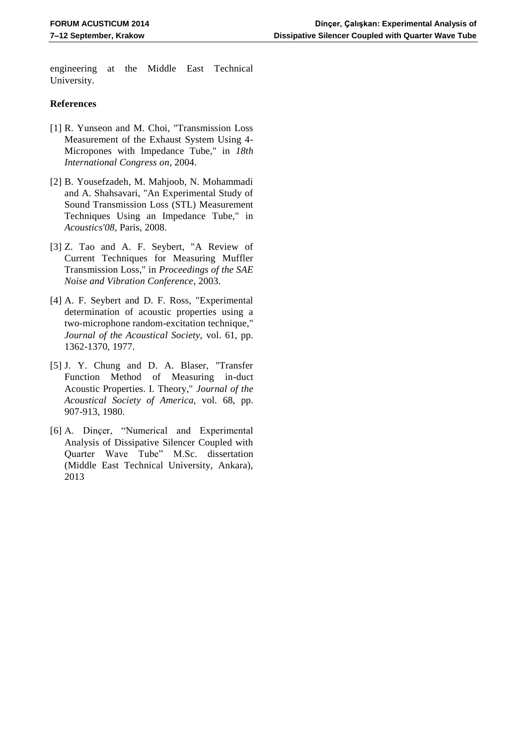engineering at the Middle East Technical University.

## References

[1] R. Yunseon and M. Choi, "Transmission Loss Measurement of the Exhaust System Using 4-Micropones with Impedance Tube," in *18th International Congress on*, 2004.

[2] B. Yousefzadeh, M. Mahjoob, N. Mohammadi and A. Shahsavari, "An Experimental Study of Sound Transmission Loss (STL) Measurement Techniques Using an Impedance Tube," in *Acoustics'08*, Paris, 2008.

[3] Z. Tao and A. F. Seybert, "A Review of Current Techniques for Measuring Muffler Transmission Loss," in *Proceedings of the SAE Noise and Vibration Conference*, 2003.

[4] A. F. Seybert and D. F. Ross, "Experimental determination of acoustic properties using a two-microphone random-excitation technique," *Journal of the Acoustical Society,* vol. 61, pp. 1362-1370, 1977.

[5] J. Y. Chung and D. A. Blaser, "Transfer Function Method of Measuring in-duct Acoustic Properties. I. Theory," *Journal of the Acoustical Society of America,* vol. 68, pp. 907-913, 1980.

[6] A. Dinçer, "Numerical and Experimental Analysis of Dissipative Silencer Coupled with Quarter Wave Tube" M.Sc. dissertation (Middle East Technical University, Ankara), 2013